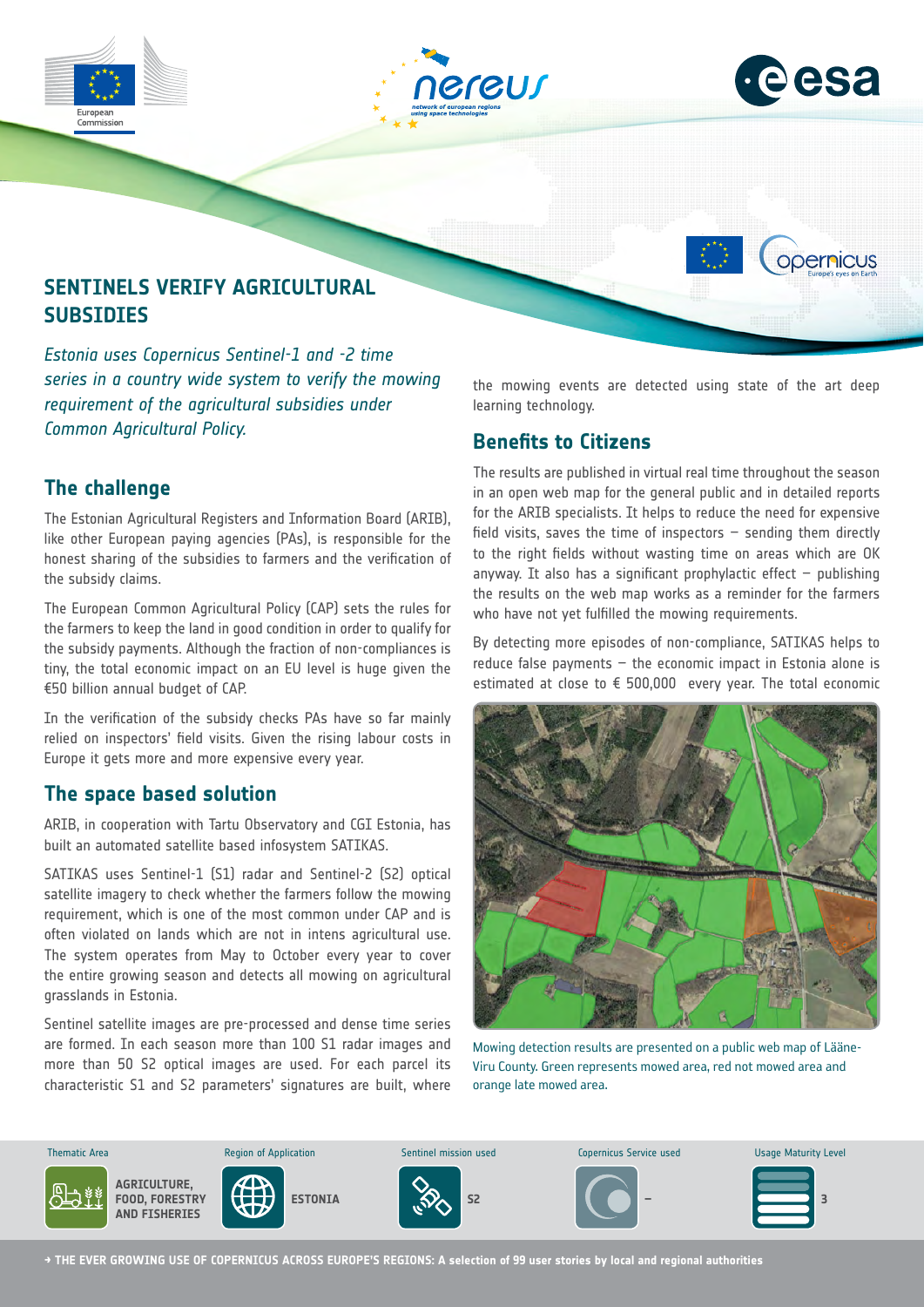# SENTINELS VERIFY AGRICULTURAL SUBSIDIES

*Estonia uses Copernicus Sentinel-1 and -2 time series in a country wide system to verify the mowing requirement of the agricultural subsidies under Common Agricultural Policy.*

## The challenge

The Estonian Agricultural Registers and Information Board (ARIB), like other European paying agencies (PAs), is responsible for the honest sharing of the subsidies to farmers and the verification of the subsidy claims.

The European Common Agricultural Policy (CAP) sets the rules for the farmers to keep the land in good condition in order to qualify for the subsidy payments. Although the fraction of non-compliances is tiny, the total economic impact on an EU level is huge given the €50 billion annual budget of CAP.

In the verification of the subsidy checks PAs have so far mainly relied on inspectors' field visits. Given the rising labour costs in Europe it gets more and more expensive every year.

## The space based solution

ARIB, in cooperation with Tartu Observatory and CGI Estonia, has built an automated satellite based infosystem SATIKAS.

SATIKAS uses Sentinel-1 (S1) radar and Sentinel-2 (S2) optical satellite imagery to check whether the farmers follow the mowing requirement, which is one of the most common under CAP and is often violated on lands which are not in intens agricultural use. The system operates from May to October every year to cover the entire growing season and detects all mowing on agricultural grasslands in Estonia.

Sentinel satellite images are pre-processed and dense time series are formed. In each season more than 100 S1 radar images and more than 50 S2 optical images are used. For each parcel its characteristic S1 and S2 parameters' signatures are built, where the mowing events are detected using state of the art deep learning technology.

## Benefits to Citizens

The results are published in virtual real time throughout the season in an open web map for the general public and in detailed reports for the ARIB specialists. It helps to reduce the need for expensive field visits, saves the time of inspectors – sending them directly to the right fields without wasting time on areas which are OK anyway. It also has a significant prophylactic effect – publishing the results on the web map works as a reminder for the farmers who have not yet fulfilled the mowing requirements.

By detecting more episodes of non-compliance, SATIKAS helps to reduce false payments – the economic impact in Estonia alone is estimated at close to € 500,000 every year. The total economic

Mowing detection results are presented on a public web map of Lääne-Viru County. Green represents mowed area, red not mowed area and orange late mowed area.

| Thematic Area | Region of Application | Sentinel mission used | Copernicus Service used | Usage Maturity Level |
|---|---|---|---|---|
| AGRICULTURE, FOOD, FORESTRY AND FISHERIES | ESTONIA | S2 | – | 3 |

→ THE EVER GROWING USE OF COPERNICUS ACROSS EUROPE'S REGIONS: A selection of 99 user stories by local and regional authorities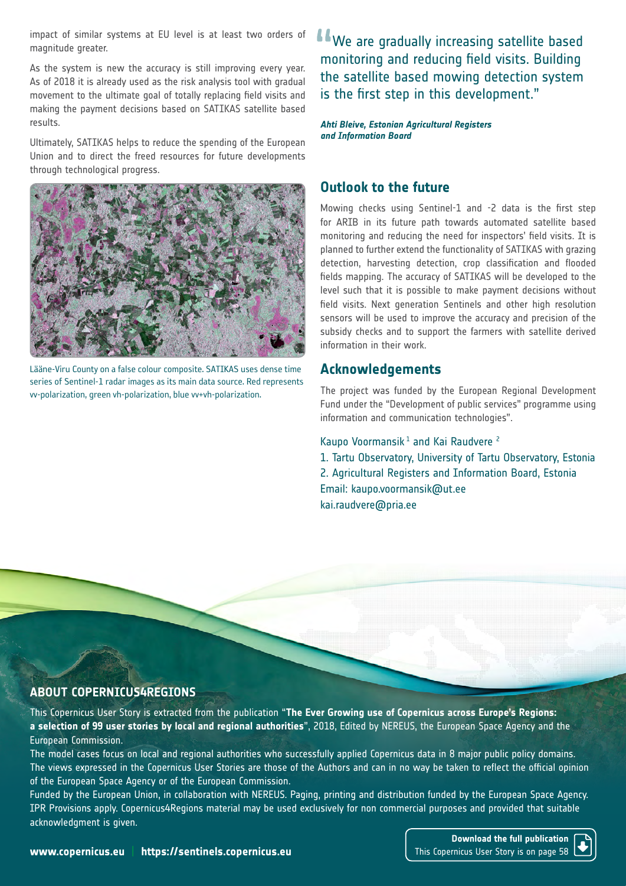impact of similar systems at EU level is at least two orders of magnitude greater.

As the system is new the accuracy is still improving every year. As of 2018 it is already used as the risk analysis tool with gradual movement to the ultimate goal of totally replacing field visits and making the payment decisions based on SATIKAS satellite based results.

Ultimately, SATIKAS helps to reduce the spending of the European Union and to direct the freed resources for future developments through technological progress.

Lääne-Viru County on a false colour composite. SATIKAS uses dense time series of Sentinel-1 radar images as its main data source. Red represents vv-polarization, green vh-polarization, blue vv+vh-polarization.

> "We are gradually increasing satellite based monitoring and reducing field visits. Building the satellite based mowing detection system is the first step in this development."

***Ahti Bleive, Estonian Agricultural Registers and Information Board***

## Outlook to the future

Mowing checks using Sentinel-1 and -2 data is the first step for ARIB in its future path towards automated satellite based monitoring and reducing the need for inspectors' field visits. It is planned to further extend the functionality of SATIKAS with grazing detection, harvesting detection, crop classification and flooded fields mapping. The accuracy of SATIKAS will be developed to the level such that it is possible to make payment decisions without field visits. Next generation Sentinels and other high resolution sensors will be used to improve the accuracy and precision of the subsidy checks and to support the farmers with satellite derived information in their work.

## Acknowledgements

The project was funded by the European Regional Development Fund under the "Development of public services" programme using information and communication technologies".

Kaupo Voormansik [1] and Kai Raudvere [2]

1. Tartu Observatory, University of Tartu Observatory, Estonia
2. Agricultural Registers and Information Board, Estonia

Email: kaupo.voormansik@ut.ee
kai.raudvere@pria.ee

## ABOUT COPERNICUS4REGIONS

This Copernicus User Story is extracted from the publication "**The Ever Growing use of Copernicus across Europe's Regions: a selection of 99 user stories by local and regional authorities**", 2018, Edited by NEREUS, the European Space Agency and the European Commission.

The model cases focus on local and regional authorities who successfully applied Copernicus data in 8 major public policy domains. The views expressed in the Copernicus User Stories are those of the Authors and can in no way be taken to reflect the official opinion of the European Space Agency or of the European Commission.

Funded by the European Union, in collaboration with NEREUS. Paging, printing and distribution funded by the European Space Agency. IPR Provisions apply. Copernicus4Regions material may be used exclusively for non commercial purposes and provided that suitable acknowledgment is given.

**www.copernicus.eu** | **https://sentinels.copernicus.eu**

**Download the full publication**
This Copernicus User Story is on page 58